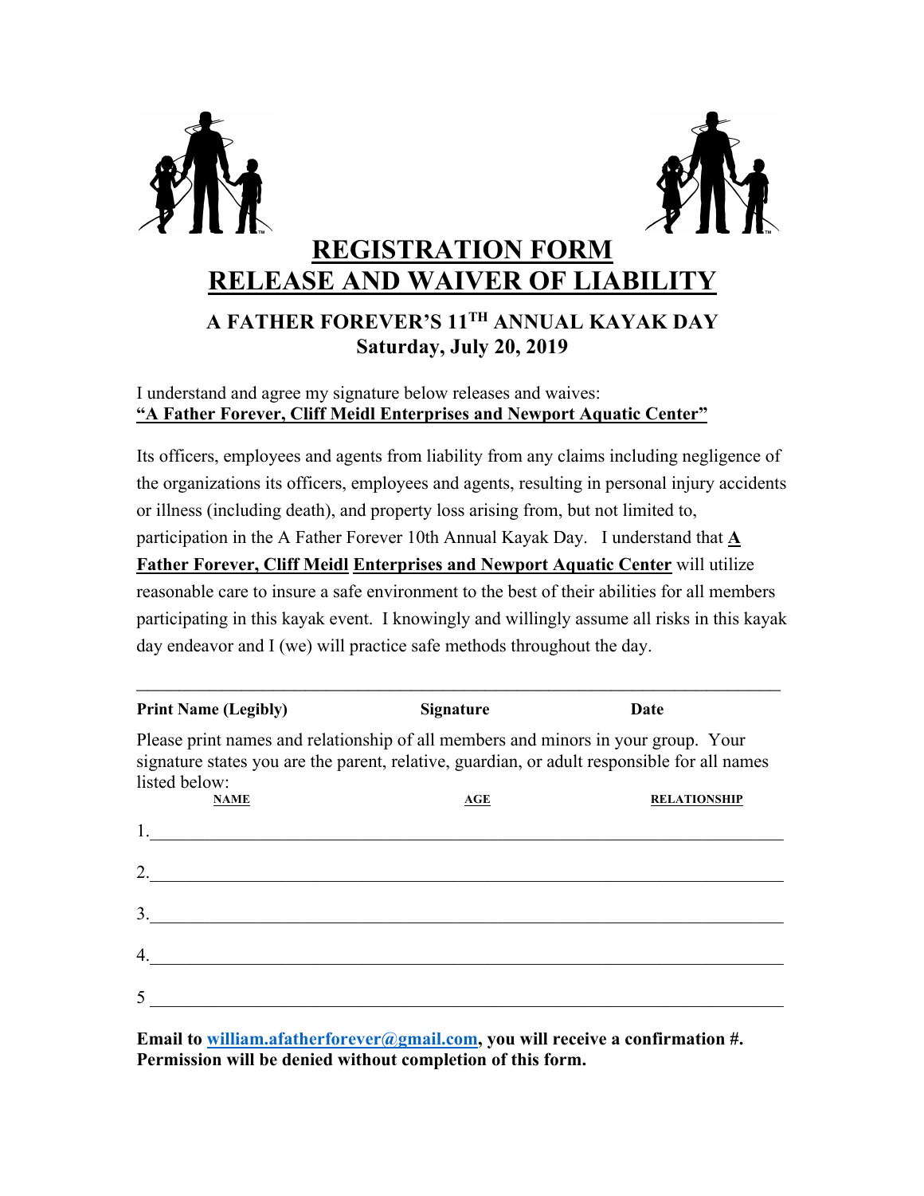# REGISTRATION FORM
# RELEASE AND WAIVER OF LIABILITY

### A FATHER FOREVER'S 11TH ANNUAL KAYAK DAY
### Saturday, July 20, 2019

I understand and agree my signature below releases and waives:
**"A Father Forever, Cliff Meidl Enterprises and Newport Aquatic Center"**

Its officers, employees and agents from liability from any claims including negligence of the organizations its officers, employees and agents, resulting in personal injury accidents or illness (including death), and property loss arising from, but not limited to, participation in the A Father Forever 10th Annual Kayak Day. I understand that **A Father Forever, Cliff Meidl Enterprises and Newport Aquatic Center** will utilize reasonable care to insure a safe environment to the best of their abilities for all members participating in this kayak event. I knowingly and willingly assume all risks in this kayak day endeavor and I (we) will practice safe methods throughout the day.

______________________________________________________________________

**Print Name (Legibly)** **Signature** **Date**

Please print names and relationship of all members and minors in your group. Your signature states you are the parent, relative, guardian, or adult responsible for all names listed below:

| NAME | AGE | RELATIONSHIP |
|---|---|---|
| 1. | | |
| 2. | | |
| 3. | | |
| 4. | | |
| 5 | | |

**Email to william.afatherforever@gmail.com, you will receive a confirmation #.**
**Permission will be denied without completion of this form.**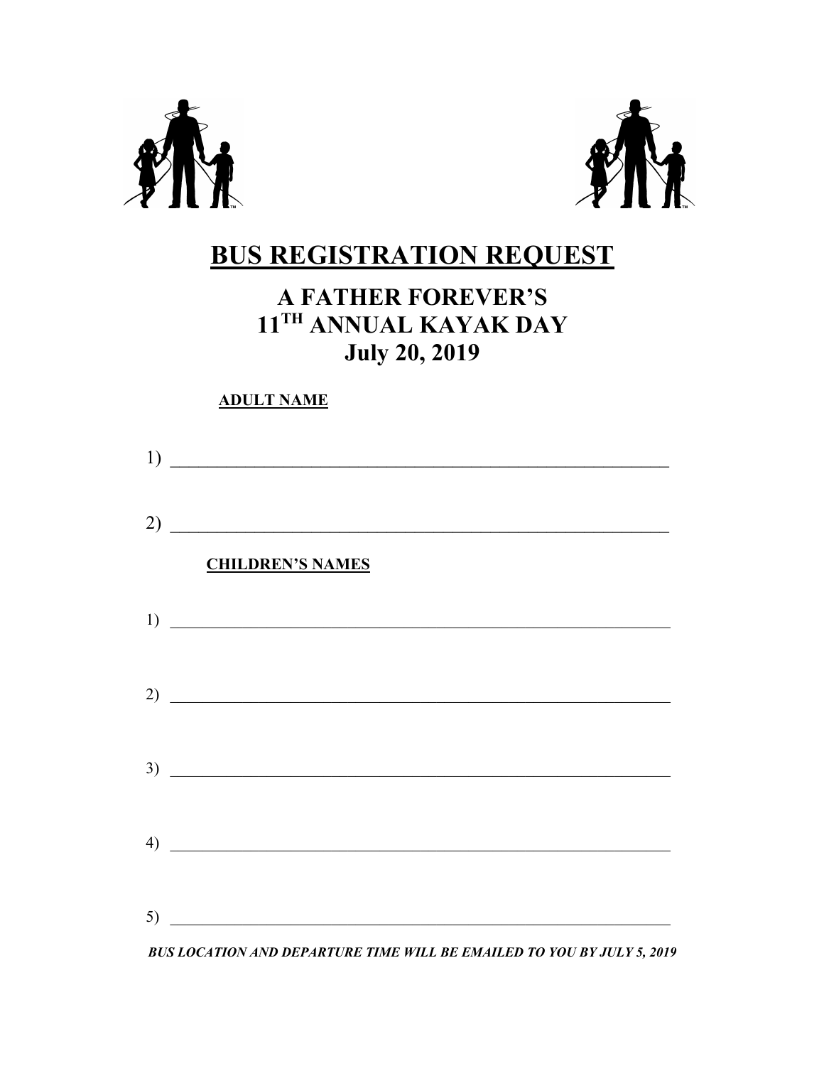# BUS REGISTRATION REQUEST

## A FATHER FOREVER'S 11TH ANNUAL KAYAK DAY July 20, 2019

**ADULT NAME**

1) ____________________________________________________________

2) ____________________________________________________________

**CHILDREN'S NAMES**

1) ____________________________________________________________

2) ____________________________________________________________

3) ____________________________________________________________

4) ____________________________________________________________

5) ____________________________________________________________

***BUS LOCATION AND DEPARTURE TIME WILL BE EMAILED TO YOU BY JULY 5, 2019***